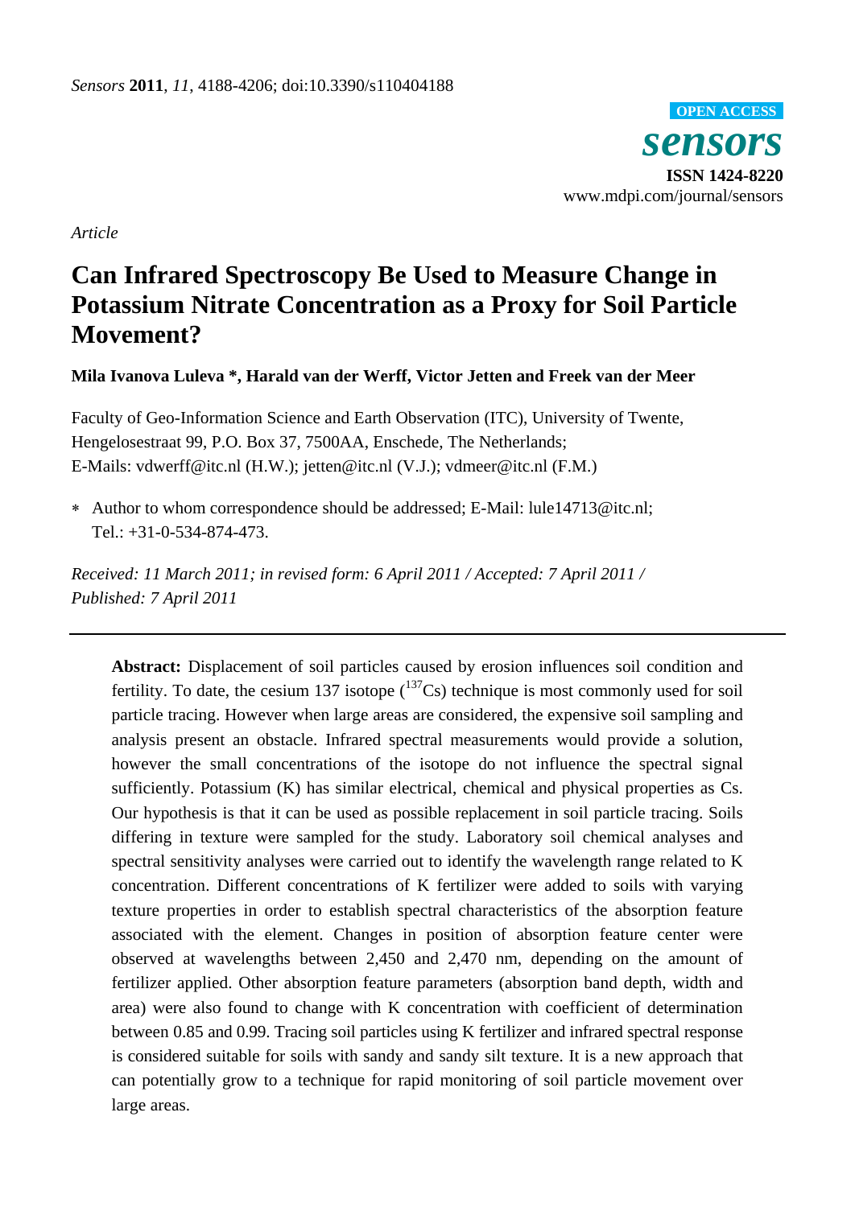*Article*

# Can Infrared Spectroscopy Be Used to Measure Change in Potassium Nitrate Concentration as a Proxy for Soil Particle Movement?

**Mila Ivanova Luleva *, Harald van der Werff, Victor Jetten and Freek van der Meer**

Faculty of Geo-Information Science and Earth Observation (ITC), University of Twente, Hengelosestraat 99, P.O. Box 37, 7500AA, Enschede, The Netherlands; E-Mails: vdwerff@itc.nl (H.W.); jetten@itc.nl (V.J.); vdmeer@itc.nl (F.M.)

\* Author to whom correspondence should be addressed; E-Mail: lule14713@itc.nl; Tel.: +31-0-534-874-473.

*Received: 11 March 2011; in revised form: 6 April 2011 / Accepted: 7 April 2011 / Published: 7 April 2011*

**Abstract:** Displacement of soil particles caused by erosion influences soil condition and fertility. To date, the cesium 137 isotope ($^{137}Cs$) technique is most commonly used for soil particle tracing. However when large areas are considered, the expensive soil sampling and analysis present an obstacle. Infrared spectral measurements would provide a solution, however the small concentrations of the isotope do not influence the spectral signal sufficiently. Potassium (K) has similar electrical, chemical and physical properties as Cs. Our hypothesis is that it can be used as possible replacement in soil particle tracing. Soils differing in texture were sampled for the study. Laboratory soil chemical analyses and spectral sensitivity analyses were carried out to identify the wavelength range related to K concentration. Different concentrations of K fertilizer were added to soils with varying texture properties in order to establish spectral characteristics of the absorption feature associated with the element. Changes in position of absorption feature center were observed at wavelengths between 2,450 and 2,470 nm, depending on the amount of fertilizer applied. Other absorption feature parameters (absorption band depth, width and area) were also found to change with K concentration with coefficient of determination between 0.85 and 0.99. Tracing soil particles using K fertilizer and infrared spectral response is considered suitable for soils with sandy and sandy silt texture. It is a new approach that can potentially grow to a technique for rapid monitoring of soil particle movement over large areas.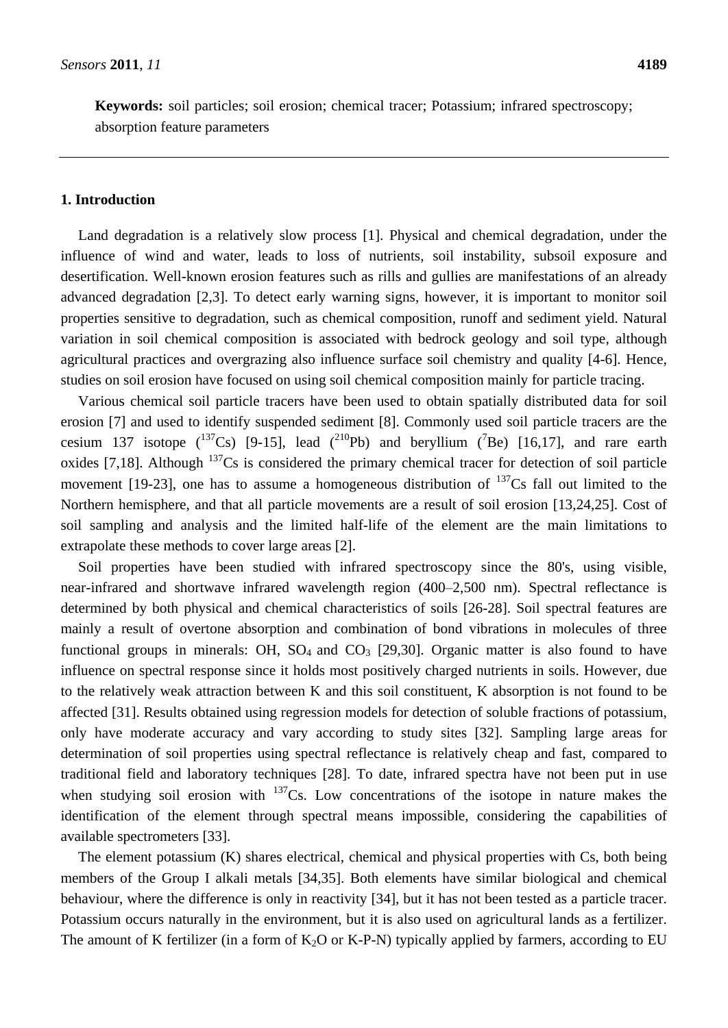**Keywords:** soil particles; soil erosion; chemical tracer; Potassium; infrared spectroscopy; absorption feature parameters

## 1. Introduction

Land degradation is a relatively slow process [1]. Physical and chemical degradation, under the influence of wind and water, leads to loss of nutrients, soil instability, subsoil exposure and desertification. Well-known erosion features such as rills and gullies are manifestations of an already advanced degradation [2,3]. To detect early warning signs, however, it is important to monitor soil properties sensitive to degradation, such as chemical composition, runoff and sediment yield. Natural variation in soil chemical composition is associated with bedrock geology and soil type, although agricultural practices and overgrazing also influence surface soil chemistry and quality [4-6]. Hence, studies on soil erosion have focused on using soil chemical composition mainly for particle tracing.

Various chemical soil particle tracers have been used to obtain spatially distributed data for soil erosion [7] and used to identify suspended sediment [8]. Commonly used soil particle tracers are the cesium 137 isotope ($^{137}Cs$) [9-15], lead ($^{210}Pb$) and beryllium ($^{7}Be$) [16,17], and rare earth oxides [7,18]. Although $^{137}Cs$ is considered the primary chemical tracer for detection of soil particle movement [19-23], one has to assume a homogeneous distribution of $^{137}Cs$ fall out limited to the Northern hemisphere, and that all particle movements are a result of soil erosion [13,24,25]. Cost of soil sampling and analysis and the limited half-life of the element are the main limitations to extrapolate these methods to cover large areas [2].

Soil properties have been studied with infrared spectroscopy since the 80's, using visible, near-infrared and shortwave infrared wavelength region (400–2,500 nm). Spectral reflectance is determined by both physical and chemical characteristics of soils [26-28]. Soil spectral features are mainly a result of overtone absorption and combination of bond vibrations in molecules of three functional groups in minerals: OH, $SO_4$ and $CO_3$ [29,30]. Organic matter is also found to have influence on spectral response since it holds most positively charged nutrients in soils. However, due to the relatively weak attraction between K and this soil constituent, K absorption is not found to be affected [31]. Results obtained using regression models for detection of soluble fractions of potassium, only have moderate accuracy and vary according to study sites [32]. Sampling large areas for determination of soil properties using spectral reflectance is relatively cheap and fast, compared to traditional field and laboratory techniques [28]. To date, infrared spectra have not been put in use when studying soil erosion with $^{137}Cs$. Low concentrations of the isotope in nature makes the identification of the element through spectral means impossible, considering the capabilities of available spectrometers [33].

The element potassium (K) shares electrical, chemical and physical properties with Cs, both being members of the Group I alkali metals [34,35]. Both elements have similar biological and chemical behaviour, where the difference is only in reactivity [34], but it has not been tested as a particle tracer. Potassium occurs naturally in the environment, but it is also used on agricultural lands as a fertilizer. The amount of K fertilizer (in a form of $K_2O$ or K-P-N) typically applied by farmers, according to EU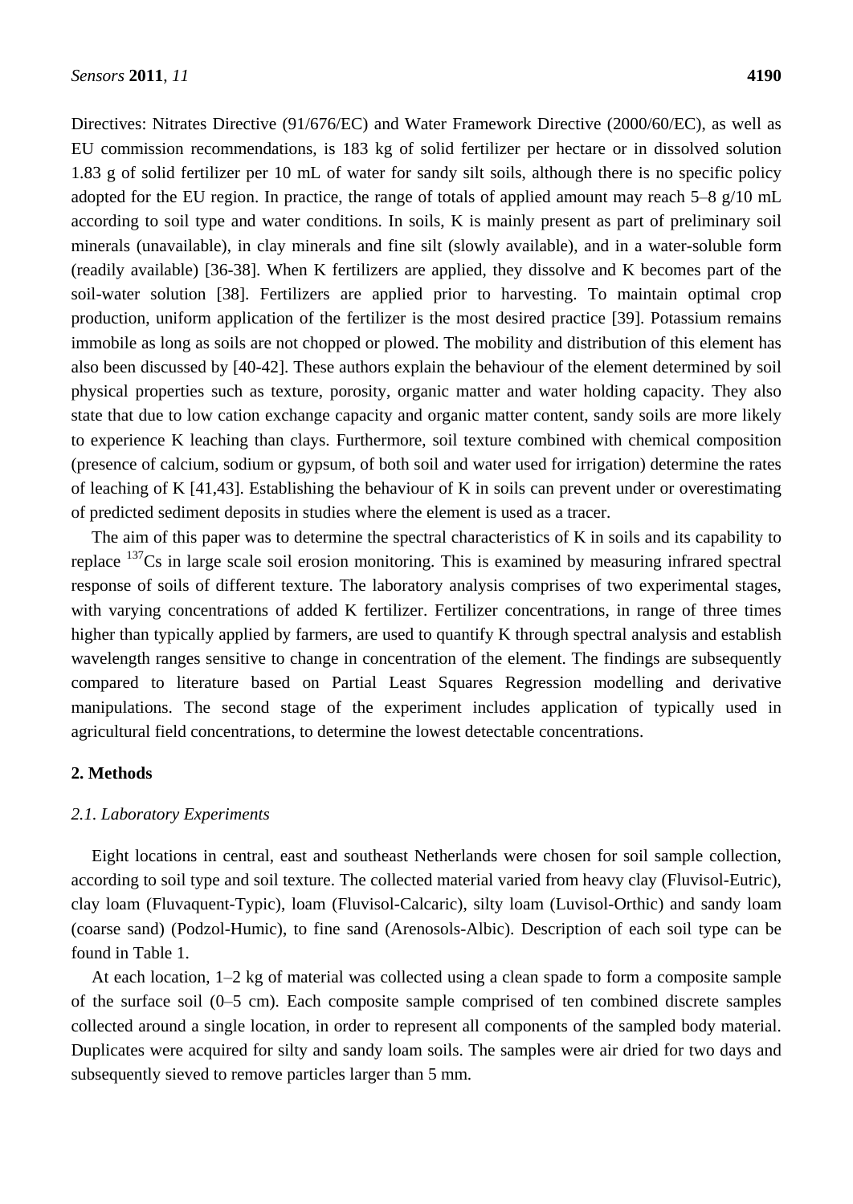Directives: Nitrates Directive (91/676/EC) and Water Framework Directive (2000/60/EC), as well as EU commission recommendations, is 183 kg of solid fertilizer per hectare or in dissolved solution 1.83 g of solid fertilizer per 10 mL of water for sandy silt soils, although there is no specific policy adopted for the EU region. In practice, the range of totals of applied amount may reach 5–8 g/10 mL according to soil type and water conditions. In soils, K is mainly present as part of preliminary soil minerals (unavailable), in clay minerals and fine silt (slowly available), and in a water-soluble form (readily available) [36-38]. When K fertilizers are applied, they dissolve and K becomes part of the soil-water solution [38]. Fertilizers are applied prior to harvesting. To maintain optimal crop production, uniform application of the fertilizer is the most desired practice [39]. Potassium remains immobile as long as soils are not chopped or plowed. The mobility and distribution of this element has also been discussed by [40-42]. These authors explain the behaviour of the element determined by soil physical properties such as texture, porosity, organic matter and water holding capacity. They also state that due to low cation exchange capacity and organic matter content, sandy soils are more likely to experience K leaching than clays. Furthermore, soil texture combined with chemical composition (presence of calcium, sodium or gypsum, of both soil and water used for irrigation) determine the rates of leaching of K [41,43]. Establishing the behaviour of K in soils can prevent under or overestimating of predicted sediment deposits in studies where the element is used as a tracer.

The aim of this paper was to determine the spectral characteristics of K in soils and its capability to replace $^{137}$Cs in large scale soil erosion monitoring. This is examined by measuring infrared spectral response of soils of different texture. The laboratory analysis comprises of two experimental stages, with varying concentrations of added K fertilizer. Fertilizer concentrations, in range of three times higher than typically applied by farmers, are used to quantify K through spectral analysis and establish wavelength ranges sensitive to change in concentration of the element. The findings are subsequently compared to literature based on Partial Least Squares Regression modelling and derivative manipulations. The second stage of the experiment includes application of typically used in agricultural field concentrations, to determine the lowest detectable concentrations.

## 2. Methods

### *2.1. Laboratory Experiments*

Eight locations in central, east and southeast Netherlands were chosen for soil sample collection, according to soil type and soil texture. The collected material varied from heavy clay (Fluvisol-Eutric), clay loam (Fluvaquent-Typic), loam (Fluvisol-Calcaric), silty loam (Luvisol-Orthic) and sandy loam (coarse sand) (Podzol-Humic), to fine sand (Arenosols-Albic). Description of each soil type can be found in Table 1.

At each location, 1–2 kg of material was collected using a clean spade to form a composite sample of the surface soil (0–5 cm). Each composite sample comprised of ten combined discrete samples collected around a single location, in order to represent all components of the sampled body material. Duplicates were acquired for silty and sandy loam soils. The samples were air dried for two days and subsequently sieved to remove particles larger than 5 mm.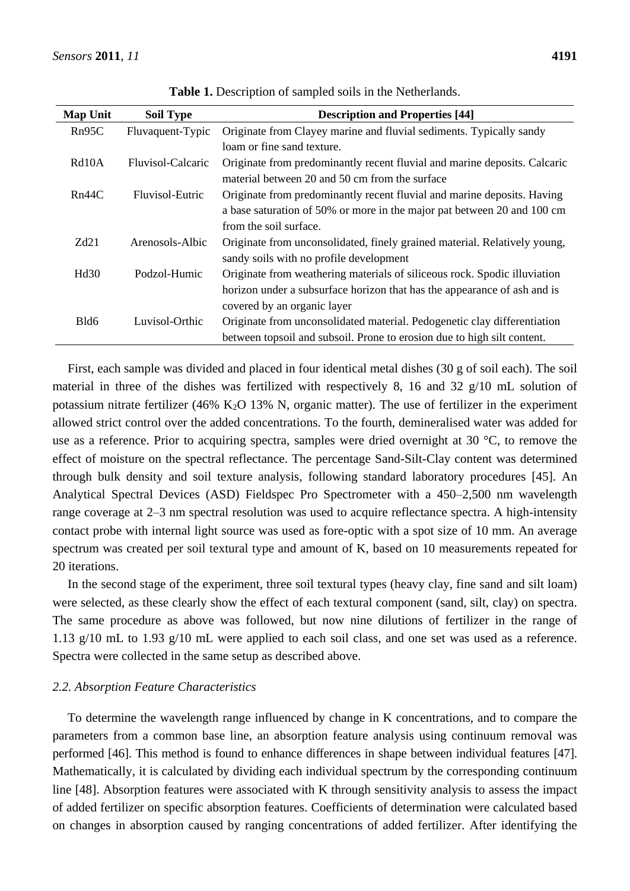**Table 1.** Description of sampled soils in the Netherlands.

| Map Unit | Soil Type | Description and Properties [44] |
|---|---|---|
| Rn95C | Fluvaquent-Typic | Originate from Clayey marine and fluvial sediments. Typically sandy loam or fine sand texture. |
| Rd10A | Fluvisol-Calcaric | Originate from predominantly recent fluvial and marine deposits. Calcaric material between 20 and 50 cm from the surface |
| Rn44C | Fluvisol-Eutric | Originate from predominantly recent fluvial and marine deposits. Having a base saturation of 50% or more in the major pat between 20 and 100 cm from the soil surface. |
| Zd21 | Arenosols-Albic | Originate from unconsolidated, finely grained material. Relatively young, sandy soils with no profile development |
| Hd30 | Podzol-Humic | Originate from weathering materials of siliceous rock. Spodic illuviation horizon under a subsurface horizon that has the appearance of ash and is covered by an organic layer |
| Bld6 | Luvisol-Orthic | Originate from unconsolidated material. Pedogenetic clay differentiation between topsoil and subsoil. Prone to erosion due to high silt content. |

First, each sample was divided and placed in four identical metal dishes (30 g of soil each). The soil material in three of the dishes was fertilized with respectively 8, 16 and 32 g/10 mL solution of potassium nitrate fertilizer (46% $K_2O$ 13% N, organic matter). The use of fertilizer in the experiment allowed strict control over the added concentrations. To the fourth, demineralised water was added for use as a reference. Prior to acquiring spectra, samples were dried overnight at 30 °C, to remove the effect of moisture on the spectral reflectance. The percentage Sand-Silt-Clay content was determined through bulk density and soil texture analysis, following standard laboratory procedures [45]. An Analytical Spectral Devices (ASD) Fieldspec Pro Spectrometer with a 450–2,500 nm wavelength range coverage at 2–3 nm spectral resolution was used to acquire reflectance spectra. A high-intensity contact probe with internal light source was used as fore-optic with a spot size of 10 mm. An average spectrum was created per soil textural type and amount of K, based on 10 measurements repeated for 20 iterations.

In the second stage of the experiment, three soil textural types (heavy clay, fine sand and silt loam) were selected, as these clearly show the effect of each textural component (sand, silt, clay) on spectra. The same procedure as above was followed, but now nine dilutions of fertilizer in the range of 1.13 g/10 mL to 1.93 g/10 mL were applied to each soil class, and one set was used as a reference. Spectra were collected in the same setup as described above.

### *2.2. Absorption Feature Characteristics*

To determine the wavelength range influenced by change in K concentrations, and to compare the parameters from a common base line, an absorption feature analysis using continuum removal was performed [46]. This method is found to enhance differences in shape between individual features [47]. Mathematically, it is calculated by dividing each individual spectrum by the corresponding continuum line [48]. Absorption features were associated with K through sensitivity analysis to assess the impact of added fertilizer on specific absorption features. Coefficients of determination were calculated based on changes in absorption caused by ranging concentrations of added fertilizer. After identifying the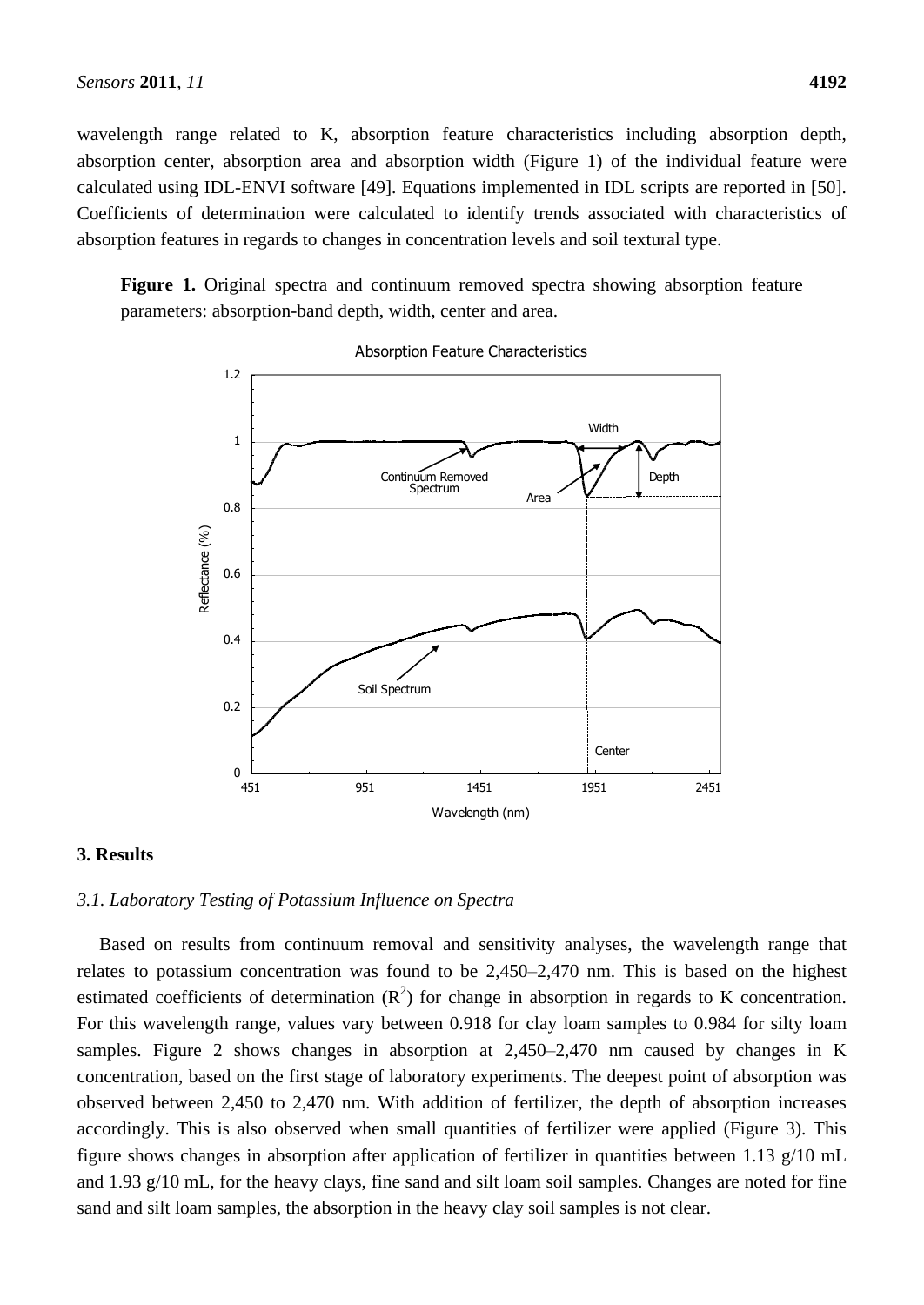wavelength range related to K, absorption feature characteristics including absorption depth, absorption center, absorption area and absorption width (Figure 1) of the individual feature were calculated using IDL-ENVI software [49]. Equations implemented in IDL scripts are reported in [50]. Coefficients of determination were calculated to identify trends associated with characteristics of absorption features in regards to changes in concentration levels and soil textural type.

**Figure 1.** Original spectra and continuum removed spectra showing absorption feature parameters: absorption-band depth, width, center and area.

## 3. Results

### *3.1. Laboratory Testing of Potassium Influence on Spectra*

Based on results from continuum removal and sensitivity analyses, the wavelength range that relates to potassium concentration was found to be 2,450–2,470 nm. This is based on the highest estimated coefficients of determination ($R^2$) for change in absorption in regards to K concentration. For this wavelength range, values vary between 0.918 for clay loam samples to 0.984 for silty loam samples. Figure 2 shows changes in absorption at 2,450–2,470 nm caused by changes in K concentration, based on the first stage of laboratory experiments. The deepest point of absorption was observed between 2,450 to 2,470 nm. With addition of fertilizer, the depth of absorption increases accordingly. This is also observed when small quantities of fertilizer were applied (Figure 3). This figure shows changes in absorption after application of fertilizer in quantities between 1.13 g/10 mL and 1.93 g/10 mL, for the heavy clays, fine sand and silt loam soil samples. Changes are noted for fine sand and silt loam samples, the absorption in the heavy clay soil samples is not clear.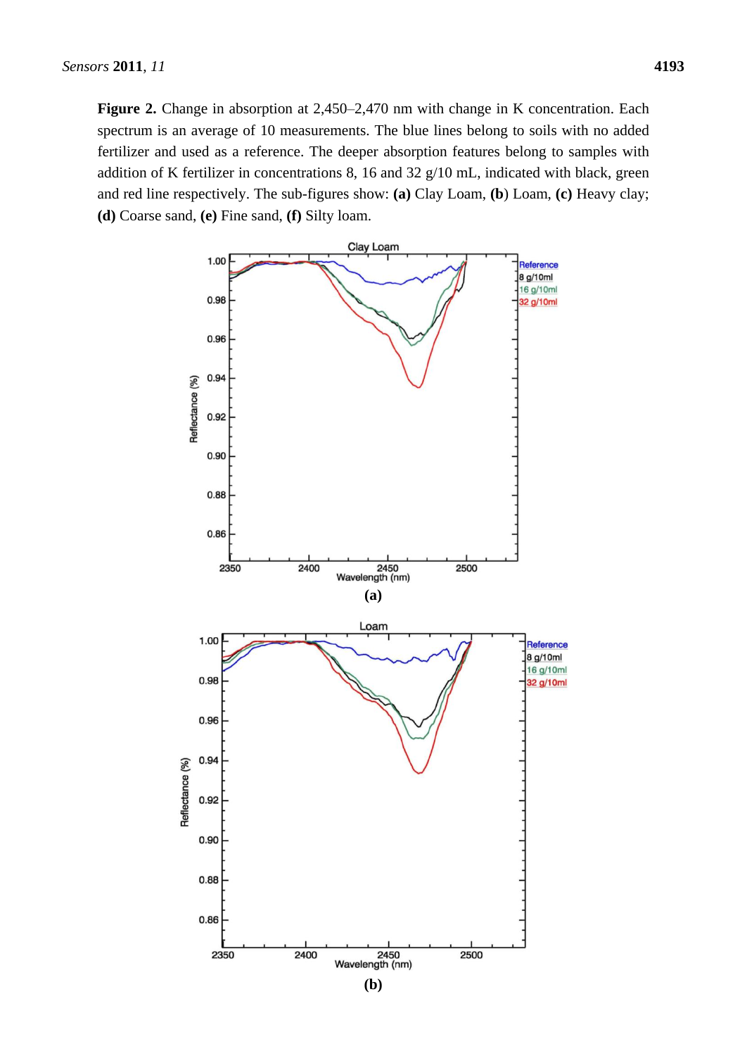**Figure 2.** Change in absorption at 2,450–2,470 nm with change in K concentration. Each spectrum is an average of 10 measurements. The blue lines belong to soils with no added fertilizer and used as a reference. The deeper absorption features belong to samples with addition of K fertilizer in concentrations 8, 16 and 32 g/10 mL, indicated with black, green and red line respectively. The sub-figures show: **(a)** Clay Loam, (**b**) Loam, **(c)** Heavy clay; **(d)** Coarse sand, **(e)** Fine sand, **(f)** Silty loam.

**(a)**

**(b)**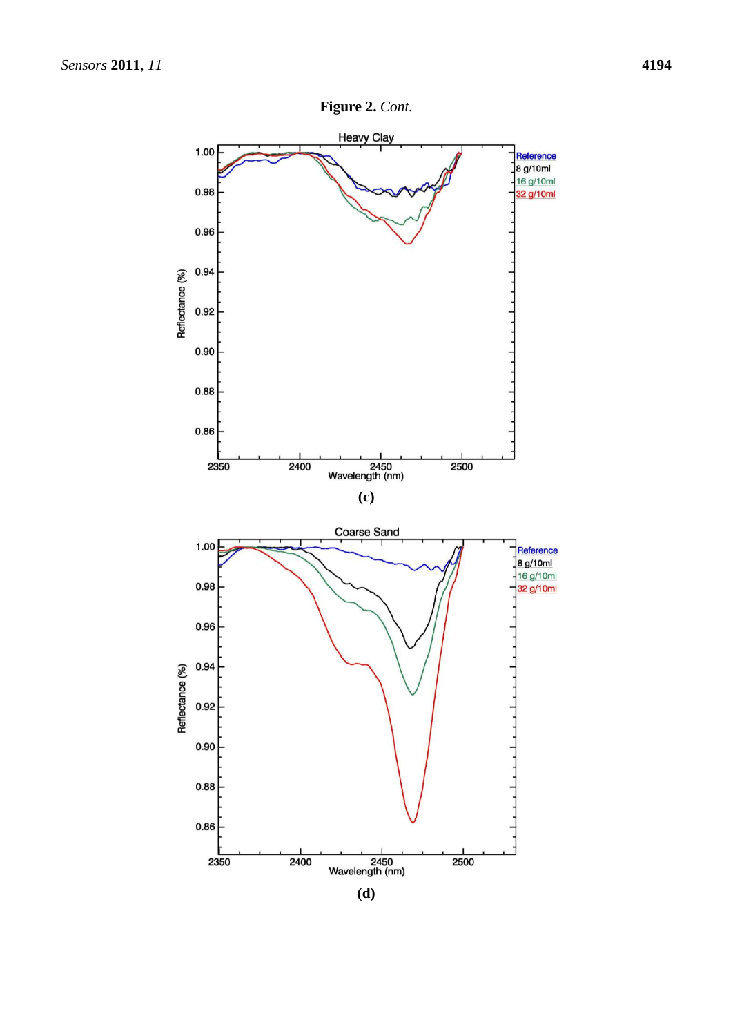**Figure 2.** *Cont.*

**(c)**

**(d)**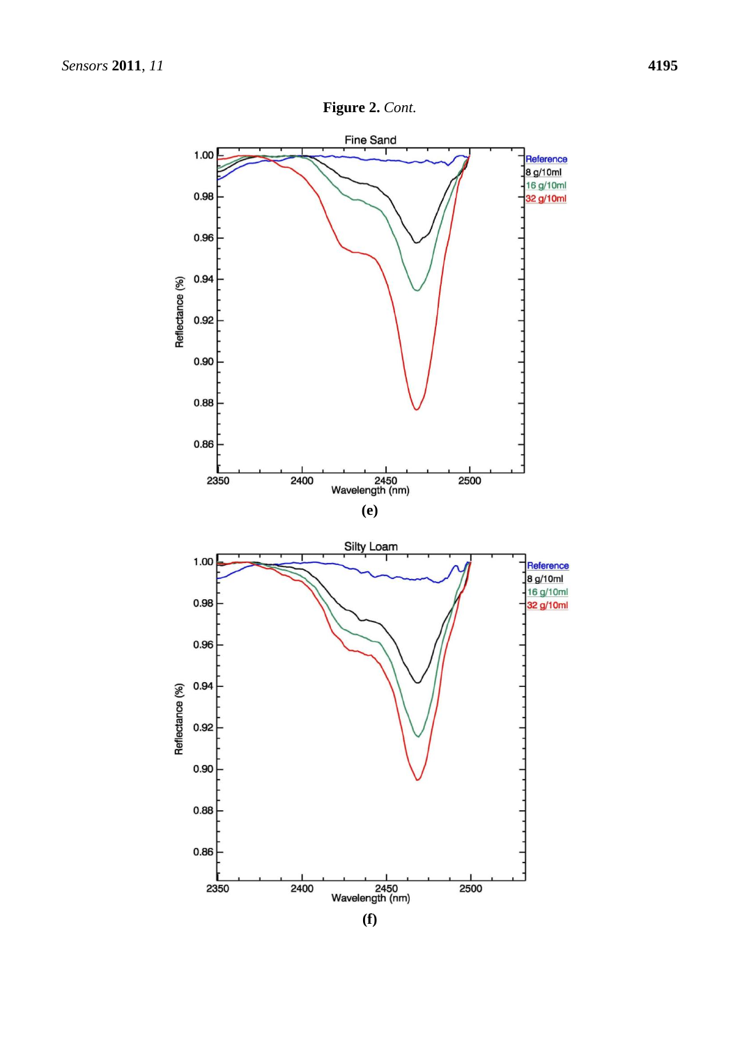**Figure 2.** *Cont.*

**(e)**

**(f)**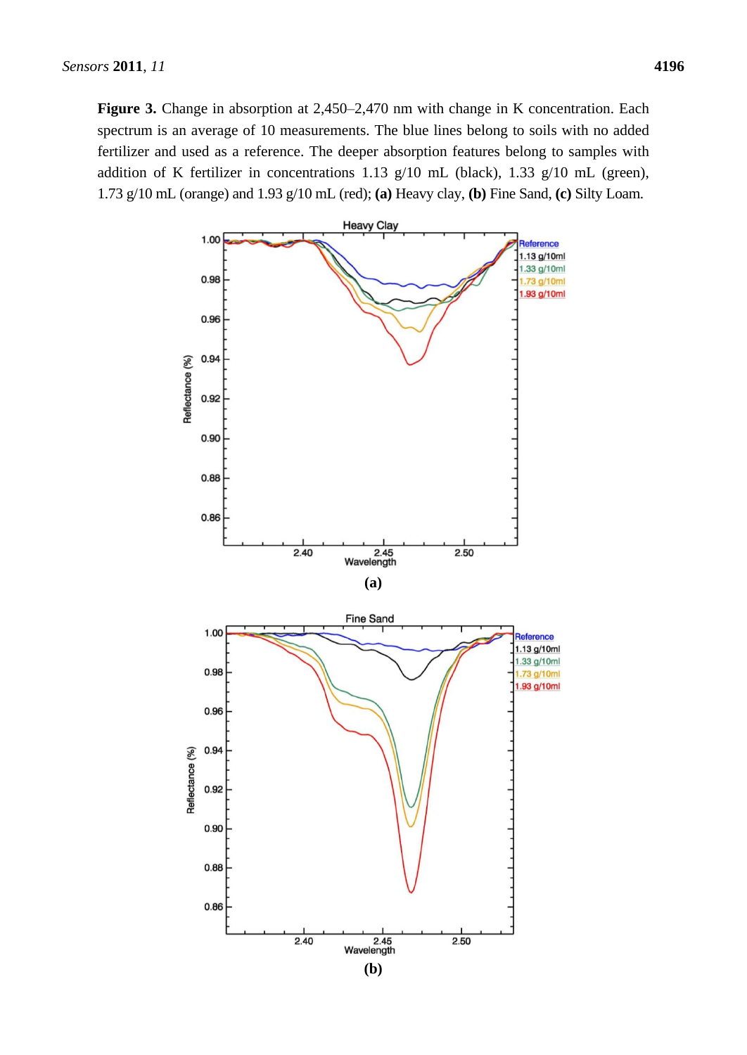**Figure 3.** Change in absorption at 2,450–2,470 nm with change in K concentration. Each spectrum is an average of 10 measurements. The blue lines belong to soils with no added fertilizer and used as a reference. The deeper absorption features belong to samples with addition of K fertilizer in concentrations 1.13 g/10 mL (black), 1.33 g/10 mL (green), 1.73 g/10 mL (orange) and 1.93 g/10 mL (red); **(a)** Heavy clay, **(b)** Fine Sand, **(c)** Silty Loam.

**(a)**

**(b)**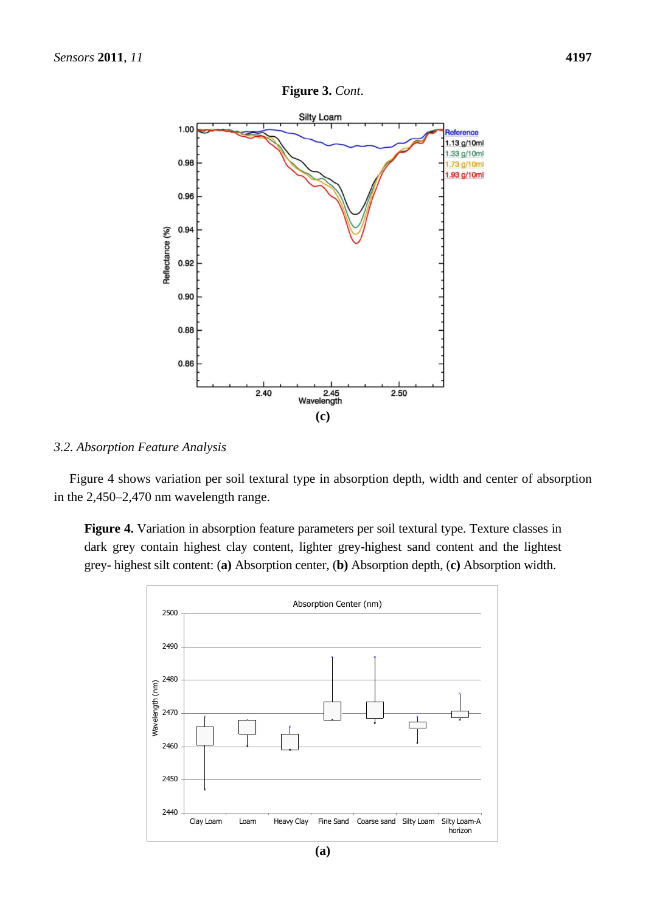**Figure 3.** *Cont.*

**(c)**

### *3.2. Absorption Feature Analysis*

Figure 4 shows variation per soil textural type in absorption depth, width and center of absorption in the 2,450–2,470 nm wavelength range.

**Figure 4.** Variation in absorption feature parameters per soil textural type. Texture classes in dark grey contain highest clay content, lighter grey-highest sand content and the lightest grey- highest silt content: (**a**) Absorption center, (**b**) Absorption depth, (**c**) Absorption width.

**(a)**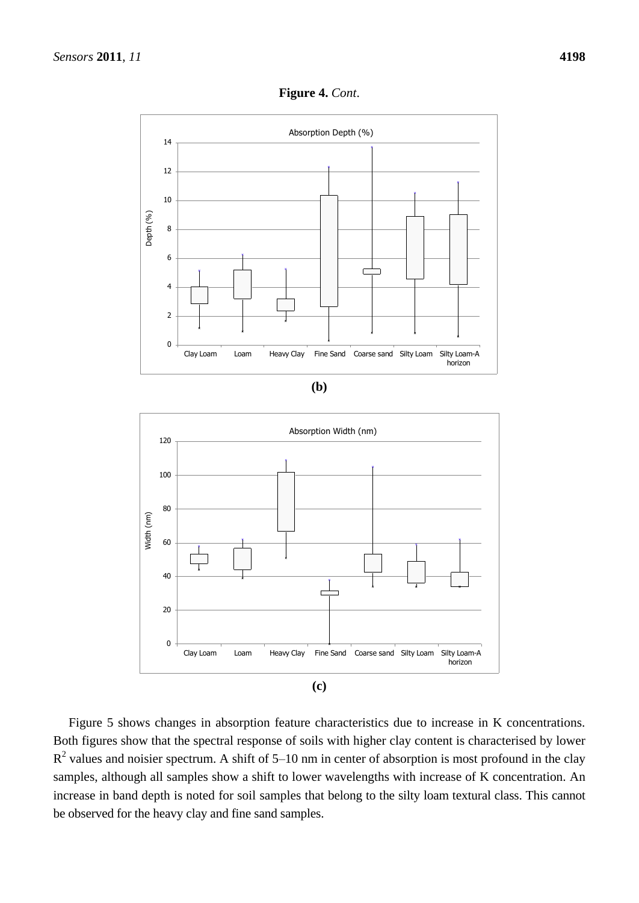**Figure 4.** *Cont.*

**(b)**

**(c)**

Figure 5 shows changes in absorption feature characteristics due to increase in K concentrations. Both figures show that the spectral response of soils with higher clay content is characterised by lower $R^2$ values and noisier spectrum. A shift of 5–10 nm in center of absorption is most profound in the clay samples, although all samples show a shift to lower wavelengths with increase of K concentration. An increase in band depth is noted for soil samples that belong to the silty loam textural class. This cannot be observed for the heavy clay and fine sand samples.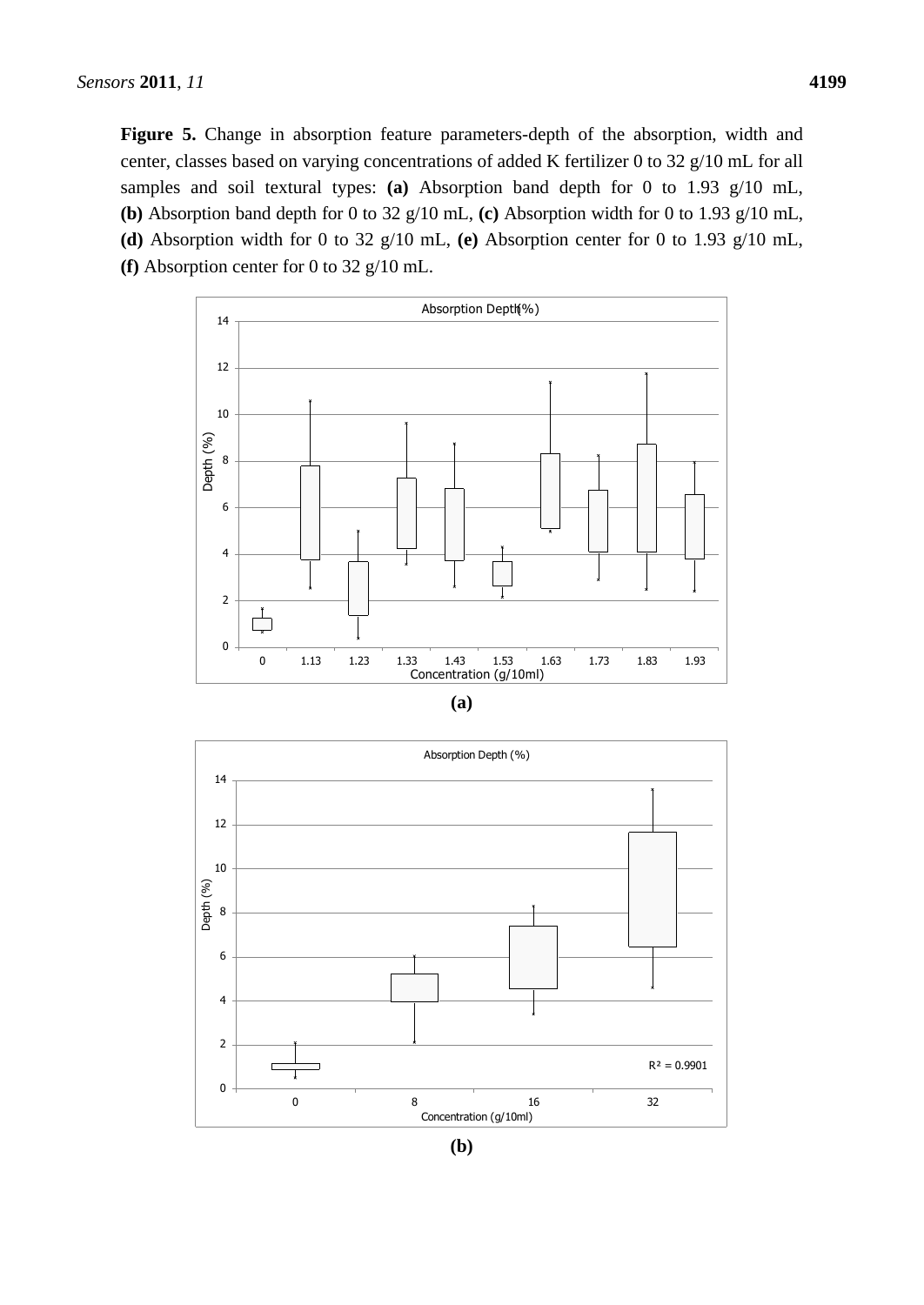**Figure 5.** Change in absorption feature parameters-depth of the absorption, width and center, classes based on varying concentrations of added K fertilizer 0 to 32 g/10 mL for all samples and soil textural types: **(a)** Absorption band depth for 0 to 1.93 g/10 mL, **(b)** Absorption band depth for 0 to 32 g/10 mL, **(c)** Absorption width for 0 to 1.93 g/10 mL, **(d)** Absorption width for 0 to 32 g/10 mL, **(e)** Absorption center for 0 to 1.93 g/10 mL, **(f)** Absorption center for 0 to 32 g/10 mL.

**(a)**

**(b)**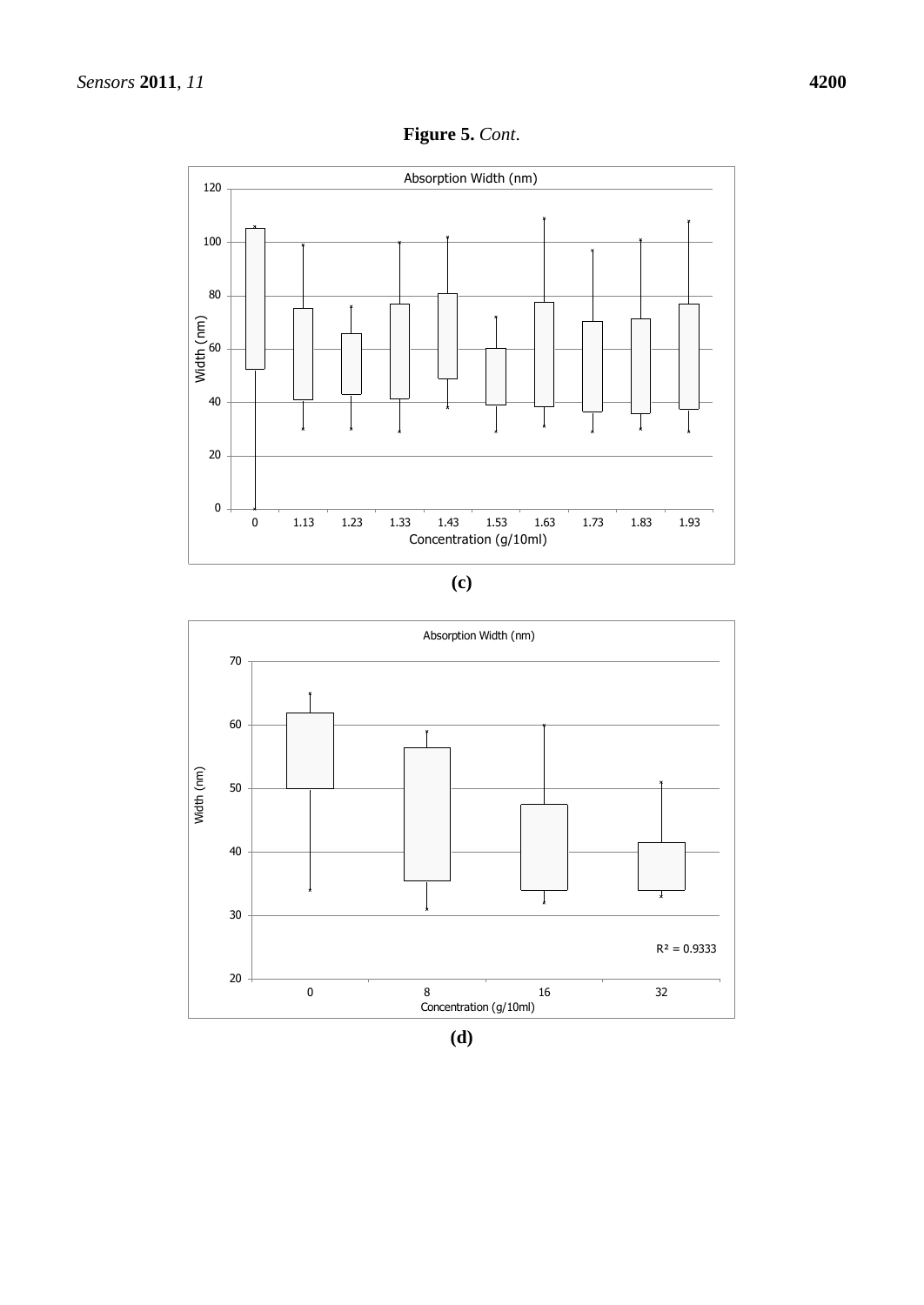**Figure 5.** *Cont.*

**(c)**

**(d)**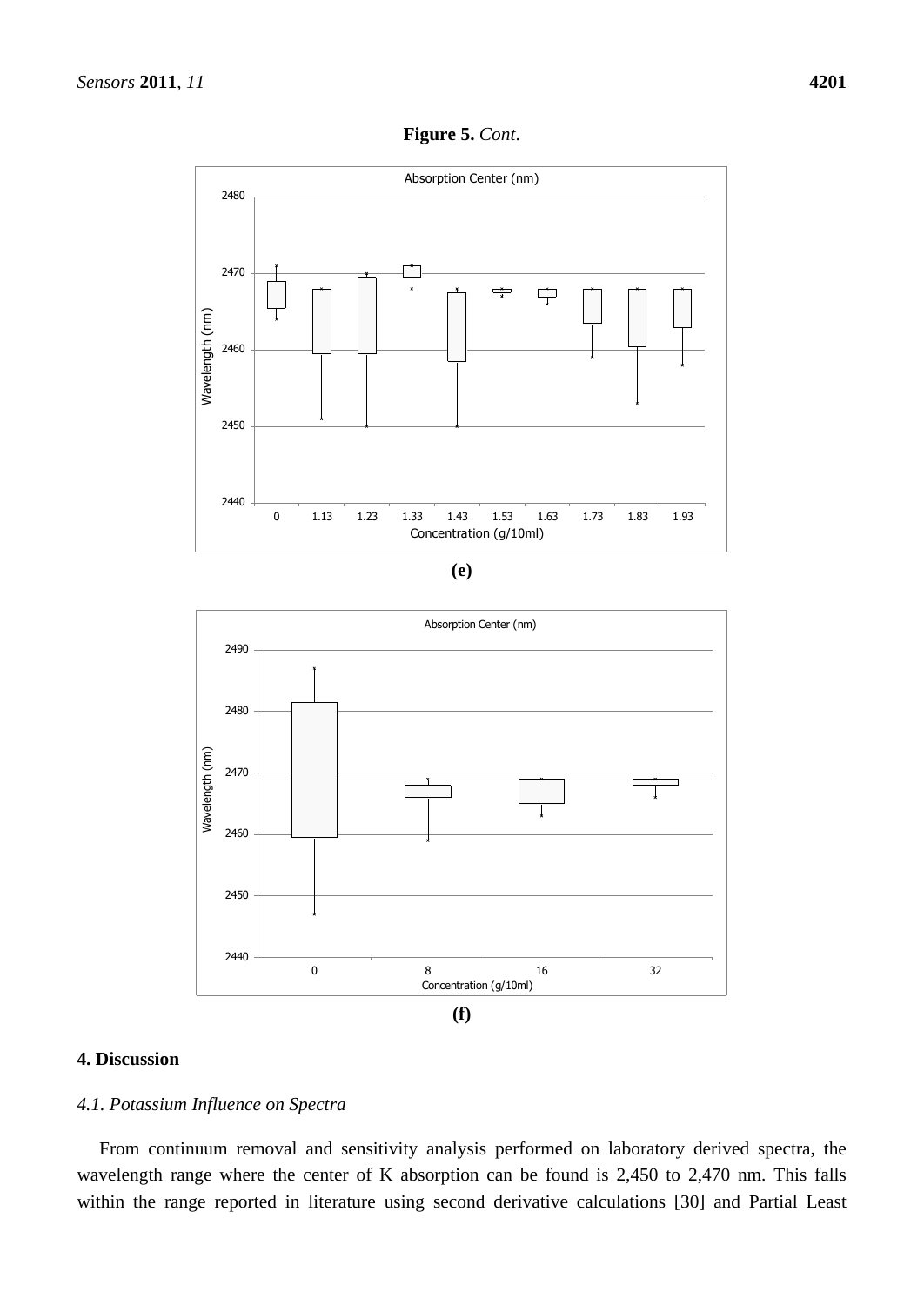**Figure 5.** *Cont.*

**(e)**

**(f)**

## 4. Discussion

### *4.1. Potassium Influence on Spectra*

From continuum removal and sensitivity analysis performed on laboratory derived spectra, the wavelength range where the center of K absorption can be found is 2,450 to 2,470 nm. This falls within the range reported in literature using second derivative calculations [30] and Partial Least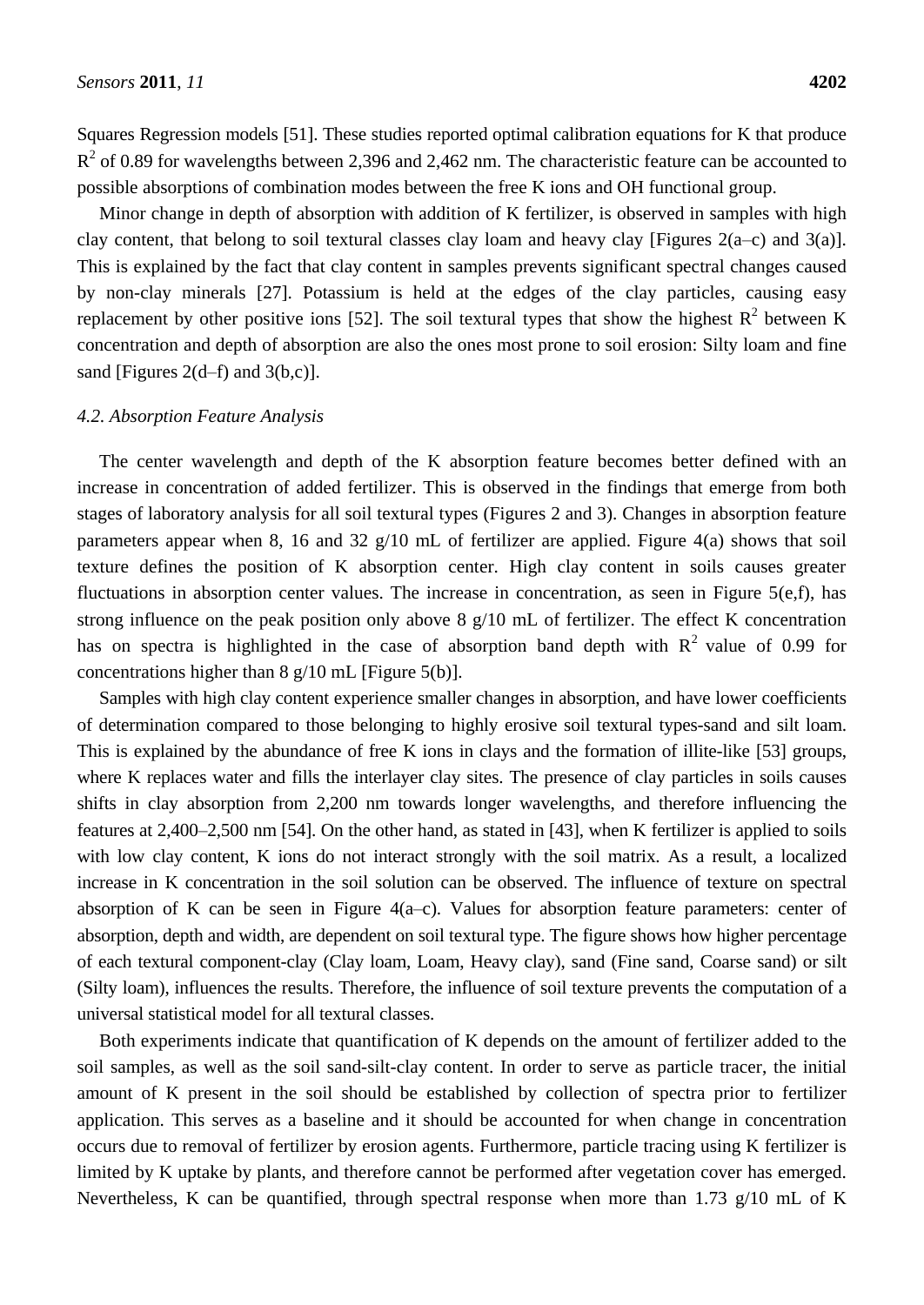Squares Regression models [51]. These studies reported optimal calibration equations for K that produce $R^2$ of 0.89 for wavelengths between 2,396 and 2,462 nm. The characteristic feature can be accounted to possible absorptions of combination modes between the free K ions and OH functional group.

Minor change in depth of absorption with addition of K fertilizer, is observed in samples with high clay content, that belong to soil textural classes clay loam and heavy clay [Figures 2(a–c) and 3(a)]. This is explained by the fact that clay content in samples prevents significant spectral changes caused by non-clay minerals [27]. Potassium is held at the edges of the clay particles, causing easy replacement by other positive ions [52]. The soil textural types that show the highest $R^2$ between K concentration and depth of absorption are also the ones most prone to soil erosion: Silty loam and fine sand [Figures 2(d–f) and 3(b,c)].

### *4.2. Absorption Feature Analysis*

The center wavelength and depth of the K absorption feature becomes better defined with an increase in concentration of added fertilizer. This is observed in the findings that emerge from both stages of laboratory analysis for all soil textural types (Figures 2 and 3). Changes in absorption feature parameters appear when 8, 16 and 32 g/10 mL of fertilizer are applied. Figure 4(a) shows that soil texture defines the position of K absorption center. High clay content in soils causes greater fluctuations in absorption center values. The increase in concentration, as seen in Figure 5(e,f), has strong influence on the peak position only above 8 g/10 mL of fertilizer. The effect K concentration has on spectra is highlighted in the case of absorption band depth with $R^2$ value of 0.99 for concentrations higher than 8 g/10 mL [Figure 5(b)].

Samples with high clay content experience smaller changes in absorption, and have lower coefficients of determination compared to those belonging to highly erosive soil textural types-sand and silt loam. This is explained by the abundance of free K ions in clays and the formation of illite-like [53] groups, where K replaces water and fills the interlayer clay sites. The presence of clay particles in soils causes shifts in clay absorption from 2,200 nm towards longer wavelengths, and therefore influencing the features at 2,400–2,500 nm [54]. On the other hand, as stated in [43], when K fertilizer is applied to soils with low clay content, K ions do not interact strongly with the soil matrix. As a result, a localized increase in K concentration in the soil solution can be observed. The influence of texture on spectral absorption of K can be seen in Figure 4(a–c). Values for absorption feature parameters: center of absorption, depth and width, are dependent on soil textural type. The figure shows how higher percentage of each textural component-clay (Clay loam, Loam, Heavy clay), sand (Fine sand, Coarse sand) or silt (Silty loam), influences the results. Therefore, the influence of soil texture prevents the computation of a universal statistical model for all textural classes.

Both experiments indicate that quantification of K depends on the amount of fertilizer added to the soil samples, as well as the soil sand-silt-clay content. In order to serve as particle tracer, the initial amount of K present in the soil should be established by collection of spectra prior to fertilizer application. This serves as a baseline and it should be accounted for when change in concentration occurs due to removal of fertilizer by erosion agents. Furthermore, particle tracing using K fertilizer is limited by K uptake by plants, and therefore cannot be performed after vegetation cover has emerged. Nevertheless, K can be quantified, through spectral response when more than 1.73 g/10 mL of K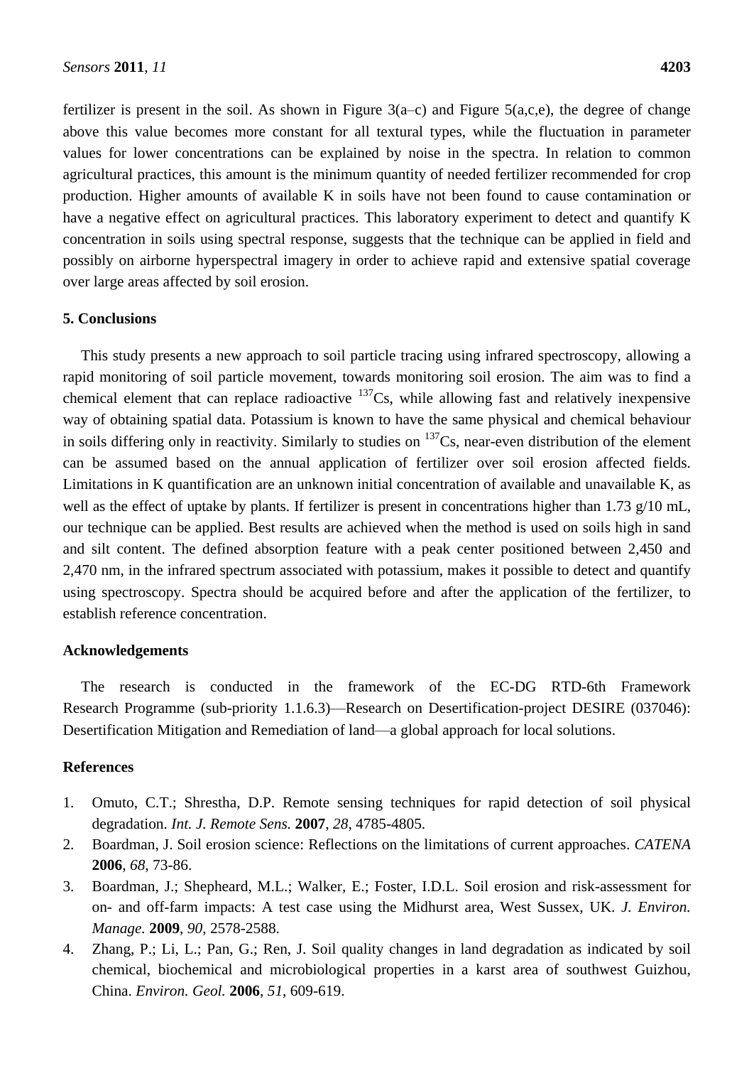fertilizer is present in the soil. As shown in Figure 3(a–c) and Figure 5(a,c,e), the degree of change above this value becomes more constant for all textural types, while the fluctuation in parameter values for lower concentrations can be explained by noise in the spectra. In relation to common agricultural practices, this amount is the minimum quantity of needed fertilizer recommended for crop production. Higher amounts of available K in soils have not been found to cause contamination or have a negative effect on agricultural practices. This laboratory experiment to detect and quantify K concentration in soils using spectral response, suggests that the technique can be applied in field and possibly on airborne hyperspectral imagery in order to achieve rapid and extensive spatial coverage over large areas affected by soil erosion.

## 5. Conclusions

This study presents a new approach to soil particle tracing using infrared spectroscopy, allowing a rapid monitoring of soil particle movement, towards monitoring soil erosion. The aim was to find a chemical element that can replace radioactive $^{137}$Cs, while allowing fast and relatively inexpensive way of obtaining spatial data. Potassium is known to have the same physical and chemical behaviour in soils differing only in reactivity. Similarly to studies on $^{137}$Cs, near-even distribution of the element can be assumed based on the annual application of fertilizer over soil erosion affected fields. Limitations in K quantification are an unknown initial concentration of available and unavailable K, as well as the effect of uptake by plants. If fertilizer is present in concentrations higher than 1.73 g/10 mL, our technique can be applied. Best results are achieved when the method is used on soils high in sand and silt content. The defined absorption feature with a peak center positioned between 2,450 and 2,470 nm, in the infrared spectrum associated with potassium, makes it possible to detect and quantify using spectroscopy. Spectra should be acquired before and after the application of the fertilizer, to establish reference concentration.

## Acknowledgements

The research is conducted in the framework of the EC-DG RTD-6th Framework Research Programme (sub-priority 1.1.6.3)—Research on Desertification-project DESIRE (037046): Desertification Mitigation and Remediation of land—a global approach for local solutions.

## References

1. Omuto, C.T.; Shrestha, D.P. Remote sensing techniques for rapid detection of soil physical degradation. *Int. J. Remote Sens.* **2007**, *28*, 4785-4805.
2. Boardman, J. Soil erosion science: Reflections on the limitations of current approaches. *CATENA* **2006**, *68*, 73-86.
3. Boardman, J.; Shepheard, M.L.; Walker, E.; Foster, I.D.L. Soil erosion and risk-assessment for on- and off-farm impacts: A test case using the Midhurst area, West Sussex, UK. *J. Environ. Manage.* **2009**, *90*, 2578-2588.
4. Zhang, P.; Li, L.; Pan, G.; Ren, J. Soil quality changes in land degradation as indicated by soil chemical, biochemical and microbiological properties in a karst area of southwest Guizhou, China. *Environ. Geol.* **2006**, *51*, 609-619.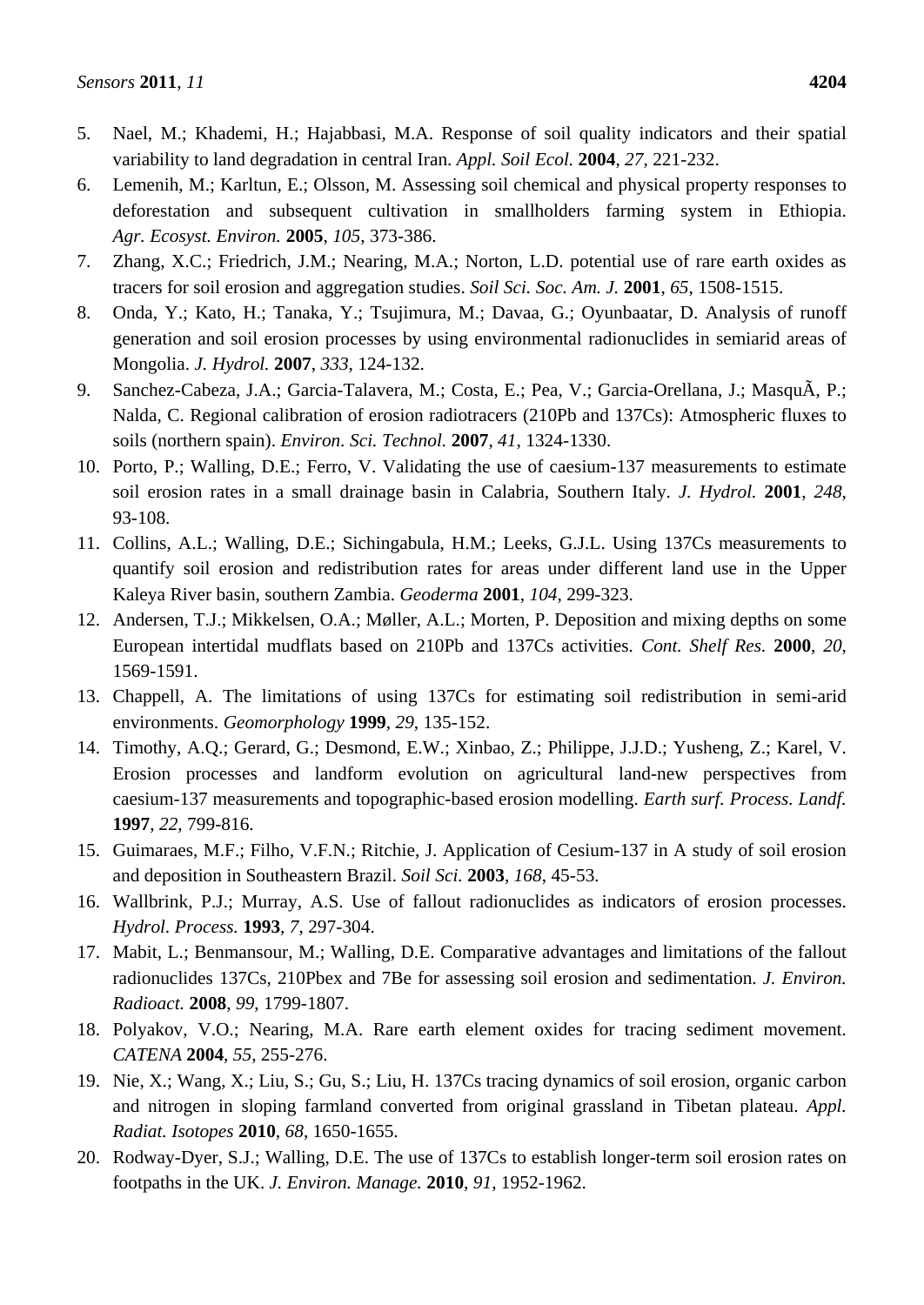5. Nael, M.; Khademi, H.; Hajabbasi, M.A. Response of soil quality indicators and their spatial variability to land degradation in central Iran. *Appl. Soil Ecol.* **2004**, *27*, 221-232.
6. Lemenih, M.; Karltun, E.; Olsson, M. Assessing soil chemical and physical property responses to deforestation and subsequent cultivation in smallholders farming system in Ethiopia. *Agr. Ecosyst. Environ.* **2005**, *105*, 373-386.
7. Zhang, X.C.; Friedrich, J.M.; Nearing, M.A.; Norton, L.D. potential use of rare earth oxides as tracers for soil erosion and aggregation studies. *Soil Sci. Soc. Am. J.* **2001**, *65*, 1508-1515.
8. Onda, Y.; Kato, H.; Tanaka, Y.; Tsujimura, M.; Davaa, G.; Oyunbaatar, D. Analysis of runoff generation and soil erosion processes by using environmental radionuclides in semiarid areas of Mongolia. *J. Hydrol.* **2007**, *333*, 124-132.
9. Sanchez-Cabeza, J.A.; Garcia-Talavera, M.; Costa, E.; Pea, V.; Garcia-Orellana, J.; MasquÃ, P.; Nalda, C. Regional calibration of erosion radiotracers (210Pb and 137Cs): Atmospheric fluxes to soils (northern spain). *Environ. Sci. Technol.* **2007**, *41*, 1324-1330.
10. Porto, P.; Walling, D.E.; Ferro, V. Validating the use of caesium-137 measurements to estimate soil erosion rates in a small drainage basin in Calabria, Southern Italy. *J. Hydrol.* **2001**, *248*, 93-108.
11. Collins, A.L.; Walling, D.E.; Sichingabula, H.M.; Leeks, G.J.L. Using 137Cs measurements to quantify soil erosion and redistribution rates for areas under different land use in the Upper Kaleya River basin, southern Zambia. *Geoderma* **2001**, *104*, 299-323.
12. Andersen, T.J.; Mikkelsen, O.A.; Møller, A.L.; Morten, P. Deposition and mixing depths on some European intertidal mudflats based on 210Pb and 137Cs activities. *Cont. Shelf Res.* **2000**, *20*, 1569-1591.
13. Chappell, A. The limitations of using 137Cs for estimating soil redistribution in semi-arid environments. *Geomorphology* **1999**, *29*, 135-152.
14. Timothy, A.Q.; Gerard, G.; Desmond, E.W.; Xinbao, Z.; Philippe, J.J.D.; Yusheng, Z.; Karel, V. Erosion processes and landform evolution on agricultural land-new perspectives from caesium-137 measurements and topographic-based erosion modelling. *Earth surf. Process. Landf.* **1997**, *22*, 799-816.
15. Guimaraes, M.F.; Filho, V.F.N.; Ritchie, J. Application of Cesium-137 in A study of soil erosion and deposition in Southeastern Brazil. *Soil Sci.* **2003**, *168*, 45-53.
16. Wallbrink, P.J.; Murray, A.S. Use of fallout radionuclides as indicators of erosion processes. *Hydrol. Process.* **1993**, *7*, 297-304.
17. Mabit, L.; Benmansour, M.; Walling, D.E. Comparative advantages and limitations of the fallout radionuclides 137Cs, 210Pbex and 7Be for assessing soil erosion and sedimentation. *J. Environ. Radioact.* **2008**, *99*, 1799-1807.
18. Polyakov, V.O.; Nearing, M.A. Rare earth element oxides for tracing sediment movement. *CATENA* **2004**, *55*, 255-276.
19. Nie, X.; Wang, X.; Liu, S.; Gu, S.; Liu, H. 137Cs tracing dynamics of soil erosion, organic carbon and nitrogen in sloping farmland converted from original grassland in Tibetan plateau. *Appl. Radiat. Isotopes* **2010**, *68*, 1650-1655.
20. Rodway-Dyer, S.J.; Walling, D.E. The use of 137Cs to establish longer-term soil erosion rates on footpaths in the UK. *J. Environ. Manage.* **2010**, *91*, 1952-1962.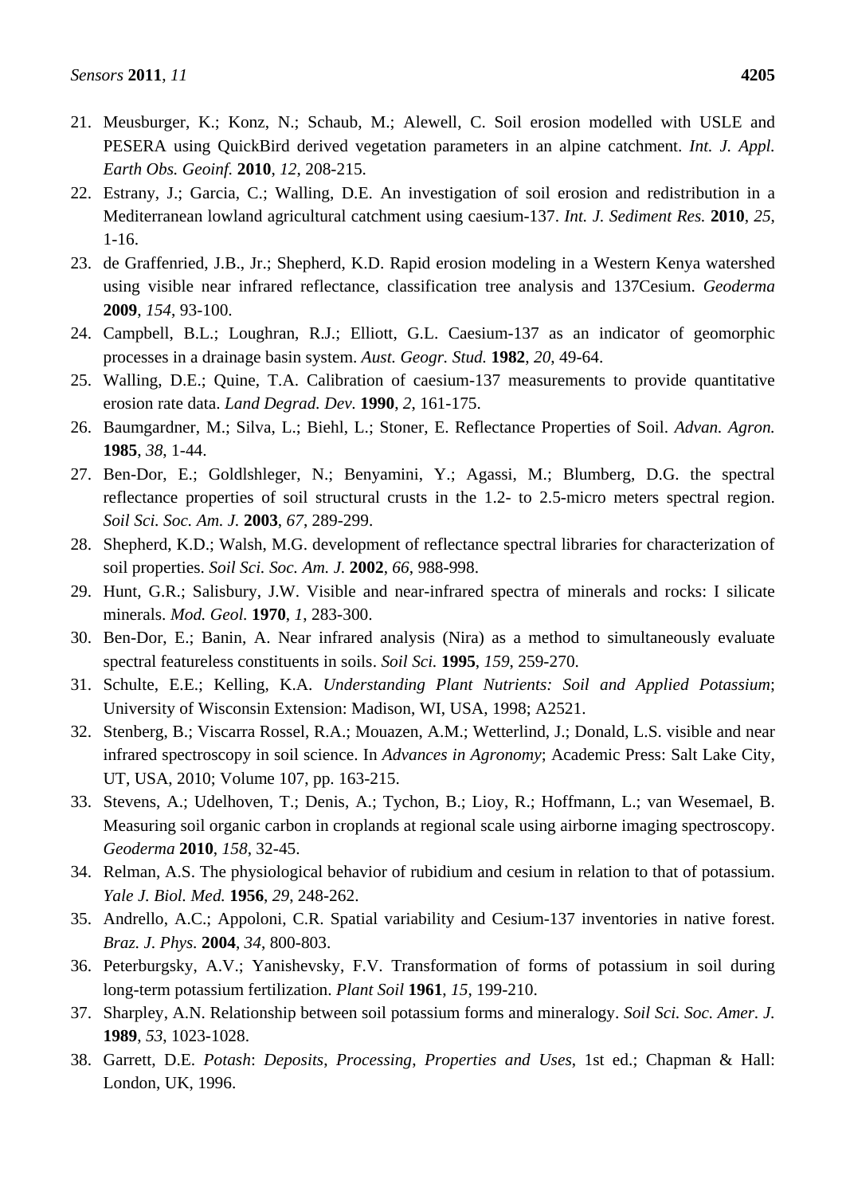21. Meusburger, K.; Konz, N.; Schaub, M.; Alewell, C. Soil erosion modelled with USLE and PESERA using QuickBird derived vegetation parameters in an alpine catchment. *Int. J. Appl. Earth Obs. Geoinf.* **2010**, *12*, 208-215.
22. Estrany, J.; Garcia, C.; Walling, D.E. An investigation of soil erosion and redistribution in a Mediterranean lowland agricultural catchment using caesium-137. *Int. J. Sediment Res.* **2010**, *25*, 1-16.
23. de Graffenried, J.B., Jr.; Shepherd, K.D. Rapid erosion modeling in a Western Kenya watershed using visible near infrared reflectance, classification tree analysis and 137Cesium. *Geoderma* **2009**, *154*, 93-100.
24. Campbell, B.L.; Loughran, R.J.; Elliott, G.L. Caesium-137 as an indicator of geomorphic processes in a drainage basin system. *Aust. Geogr. Stud.* **1982**, *20*, 49-64.
25. Walling, D.E.; Quine, T.A. Calibration of caesium-137 measurements to provide quantitative erosion rate data. *Land Degrad. Dev.* **1990**, *2*, 161-175.
26. Baumgardner, M.; Silva, L.; Biehl, L.; Stoner, E. Reflectance Properties of Soil. *Advan. Agron.* **1985**, *38*, 1-44.
27. Ben-Dor, E.; Goldlshleger, N.; Benyamini, Y.; Agassi, M.; Blumberg, D.G. the spectral reflectance properties of soil structural crusts in the 1.2- to 2.5-micro meters spectral region. *Soil Sci. Soc. Am. J.* **2003**, *67*, 289-299.
28. Shepherd, K.D.; Walsh, M.G. development of reflectance spectral libraries for characterization of soil properties. *Soil Sci. Soc. Am. J.* **2002**, *66*, 988-998.
29. Hunt, G.R.; Salisbury, J.W. Visible and near-infrared spectra of minerals and rocks: I silicate minerals. *Mod. Geol.* **1970**, *1*, 283-300.
30. Ben-Dor, E.; Banin, A. Near infrared analysis (Nira) as a method to simultaneously evaluate spectral featureless constituents in soils. *Soil Sci.* **1995**, *159*, 259-270.
31. Schulte, E.E.; Kelling, K.A. *Understanding Plant Nutrients: Soil and Applied Potassium*; University of Wisconsin Extension: Madison, WI, USA, 1998; A2521.
32. Stenberg, B.; Viscarra Rossel, R.A.; Mouazen, A.M.; Wetterlind, J.; Donald, L.S. visible and near infrared spectroscopy in soil science. In *Advances in Agronomy*; Academic Press: Salt Lake City, UT, USA, 2010; Volume 107, pp. 163-215.
33. Stevens, A.; Udelhoven, T.; Denis, A.; Tychon, B.; Lioy, R.; Hoffmann, L.; van Wesemael, B. Measuring soil organic carbon in croplands at regional scale using airborne imaging spectroscopy. *Geoderma* **2010**, *158*, 32-45.
34. Relman, A.S. The physiological behavior of rubidium and cesium in relation to that of potassium. *Yale J. Biol. Med.* **1956**, *29*, 248-262.
35. Andrello, A.C.; Appoloni, C.R. Spatial variability and Cesium-137 inventories in native forest. *Braz. J. Phys.* **2004**, *34*, 800-803.
36. Peterburgsky, A.V.; Yanishevsky, F.V. Transformation of forms of potassium in soil during long-term potassium fertilization. *Plant Soil* **1961**, *15*, 199-210.
37. Sharpley, A.N. Relationship between soil potassium forms and mineralogy. *Soil Sci. Soc. Amer. J.* **1989**, *53*, 1023-1028.
38. Garrett, D.E. *Potash*: *Deposits*, *Processing*, *Properties and Uses*, 1st ed.; Chapman & Hall: London, UK, 1996.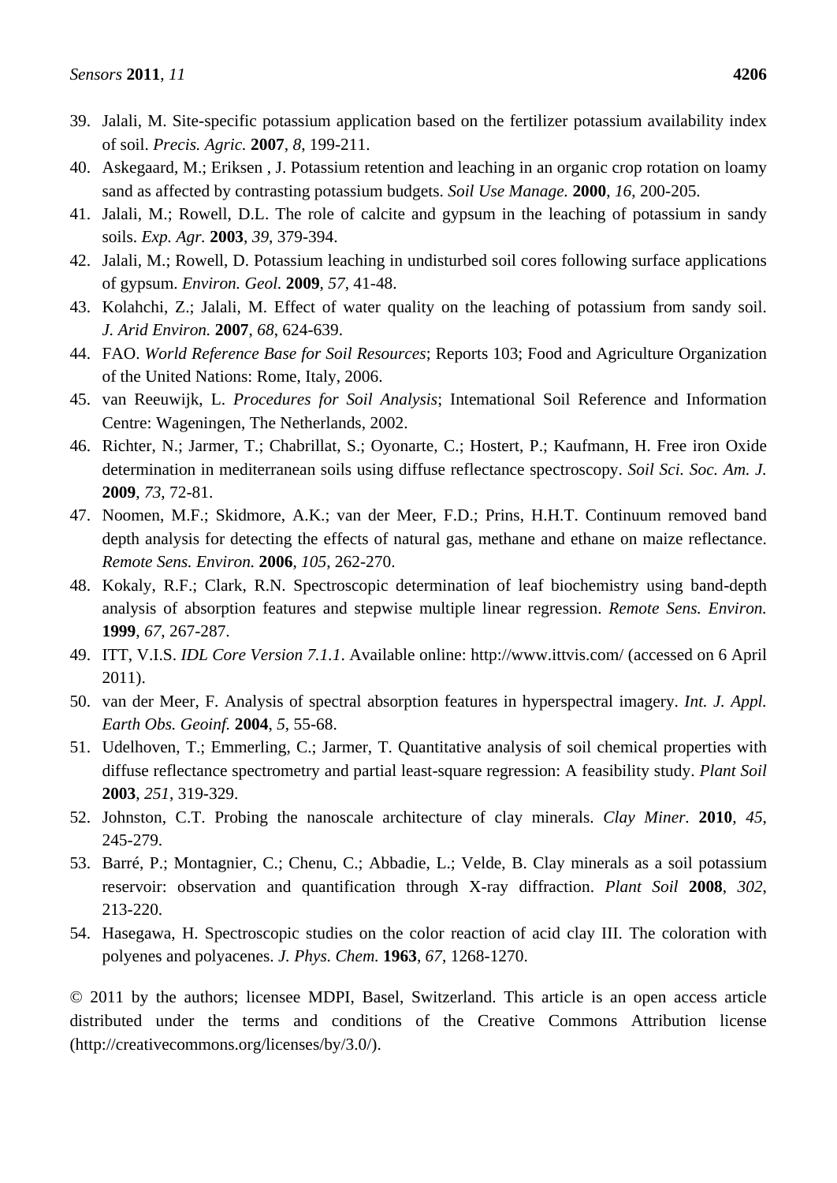39. Jalali, M. Site-specific potassium application based on the fertilizer potassium availability index of soil. *Precis. Agric.* **2007**, *8*, 199-211.
40. Askegaard, M.; Eriksen , J. Potassium retention and leaching in an organic crop rotation on loamy sand as affected by contrasting potassium budgets. *Soil Use Manage.* **2000**, *16*, 200-205.
41. Jalali, M.; Rowell, D.L. The role of calcite and gypsum in the leaching of potassium in sandy soils. *Exp. Agr.* **2003**, *39*, 379-394.
42. Jalali, M.; Rowell, D. Potassium leaching in undisturbed soil cores following surface applications of gypsum. *Environ. Geol.* **2009**, *57*, 41-48.
43. Kolahchi, Z.; Jalali, M. Effect of water quality on the leaching of potassium from sandy soil. *J. Arid Environ.* **2007**, *68*, 624-639.
44. FAO. *World Reference Base for Soil Resources*; Reports 103; Food and Agriculture Organization of the United Nations: Rome, Italy, 2006.
45. van Reeuwijk, L. *Procedures for Soil Analysis*; Intemational Soil Reference and Information Centre: Wageningen, The Netherlands, 2002.
46. Richter, N.; Jarmer, T.; Chabrillat, S.; Oyonarte, C.; Hostert, P.; Kaufmann, H. Free iron Oxide determination in mediterranean soils using diffuse reflectance spectroscopy. *Soil Sci. Soc. Am. J.* **2009**, *73*, 72-81.
47. Noomen, M.F.; Skidmore, A.K.; van der Meer, F.D.; Prins, H.H.T. Continuum removed band depth analysis for detecting the effects of natural gas, methane and ethane on maize reflectance. *Remote Sens. Environ.* **2006**, *105*, 262-270.
48. Kokaly, R.F.; Clark, R.N. Spectroscopic determination of leaf biochemistry using band-depth analysis of absorption features and stepwise multiple linear regression. *Remote Sens. Environ.* **1999**, *67*, 267-287.
49. ITT, V.I.S. *IDL Core Version 7.1.1*. Available online: http://www.ittvis.com/ (accessed on 6 April 2011).
50. van der Meer, F. Analysis of spectral absorption features in hyperspectral imagery. *Int. J. Appl. Earth Obs. Geoinf.* **2004**, *5*, 55-68.
51. Udelhoven, T.; Emmerling, C.; Jarmer, T. Quantitative analysis of soil chemical properties with diffuse reflectance spectrometry and partial least-square regression: A feasibility study. *Plant Soil* **2003**, *251*, 319-329.
52. Johnston, C.T. Probing the nanoscale architecture of clay minerals. *Clay Miner.* **2010**, *45*, 245-279.
53. Barré, P.; Montagnier, C.; Chenu, C.; Abbadie, L.; Velde, B. Clay minerals as a soil potassium reservoir: observation and quantification through X-ray diffraction. *Plant Soil* **2008**, *302*, 213-220.
54. Hasegawa, H. Spectroscopic studies on the color reaction of acid clay III. The coloration with polyenes and polyacenes. *J. Phys. Chem.* **1963**, *67*, 1268-1270.

© 2011 by the authors; licensee MDPI, Basel, Switzerland. This article is an open access article distributed under the terms and conditions of the Creative Commons Attribution license (http://creativecommons.org/licenses/by/3.0/).